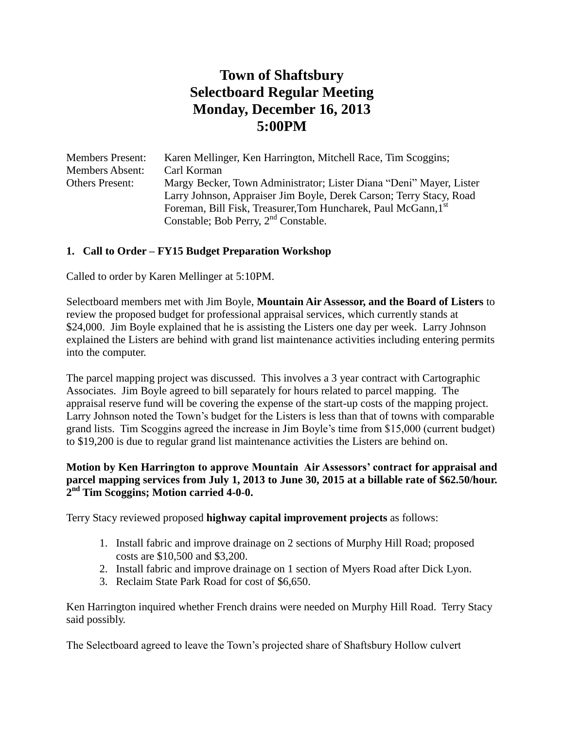# Town of Shaftsbury
# Selectboard Regular Meeting
# Monday, December 16, 2013
# 5:00PM

Members Present: Karen Mellinger, Ken Harrington, Mitchell Race, Tim Scoggins;
Members Absent: Carl Korman
Others Present: Margy Becker, Town Administrator; Lister Diana "Deni" Mayer, Lister Larry Johnson, Appraiser Jim Boyle, Derek Carson; Terry Stacy, Road Foreman, Bill Fisk, Treasurer,Tom Huncharek, Paul McGann,1st Constable; Bob Perry, 2nd Constable.

**1. Call to Order – FY15 Budget Preparation Workshop**

Called to order by Karen Mellinger at 5:10PM.

Selectboard members met with Jim Boyle, **Mountain Air Assessor, and the Board of Listers** to review the proposed budget for professional appraisal services, which currently stands at $24,000. Jim Boyle explained that he is assisting the Listers one day per week. Larry Johnson explained the Listers are behind with grand list maintenance activities including entering permits into the computer.

The parcel mapping project was discussed. This involves a 3 year contract with Cartographic Associates. Jim Boyle agreed to bill separately for hours related to parcel mapping. The appraisal reserve fund will be covering the expense of the start-up costs of the mapping project. Larry Johnson noted the Town's budget for the Listers is less than that of towns with comparable grand lists. Tim Scoggins agreed the increase in Jim Boyle's time from $15,000 (current budget) to $19,200 is due to regular grand list maintenance activities the Listers are behind on.

**Motion by Ken Harrington to approve Mountain Air Assessors' contract for appraisal and parcel mapping services from July 1, 2013 to June 30, 2015 at a billable rate of $62.50/hour. 2nd Tim Scoggins; Motion carried 4-0-0.**

Terry Stacy reviewed proposed **highway capital improvement projects** as follows:

1. Install fabric and improve drainage on 2 sections of Murphy Hill Road; proposed costs are $10,500 and $3,200.
2. Install fabric and improve drainage on 1 section of Myers Road after Dick Lyon.
3. Reclaim State Park Road for cost of $6,650.

Ken Harrington inquired whether French drains were needed on Murphy Hill Road. Terry Stacy said possibly.

The Selectboard agreed to leave the Town's projected share of Shaftsbury Hollow culvert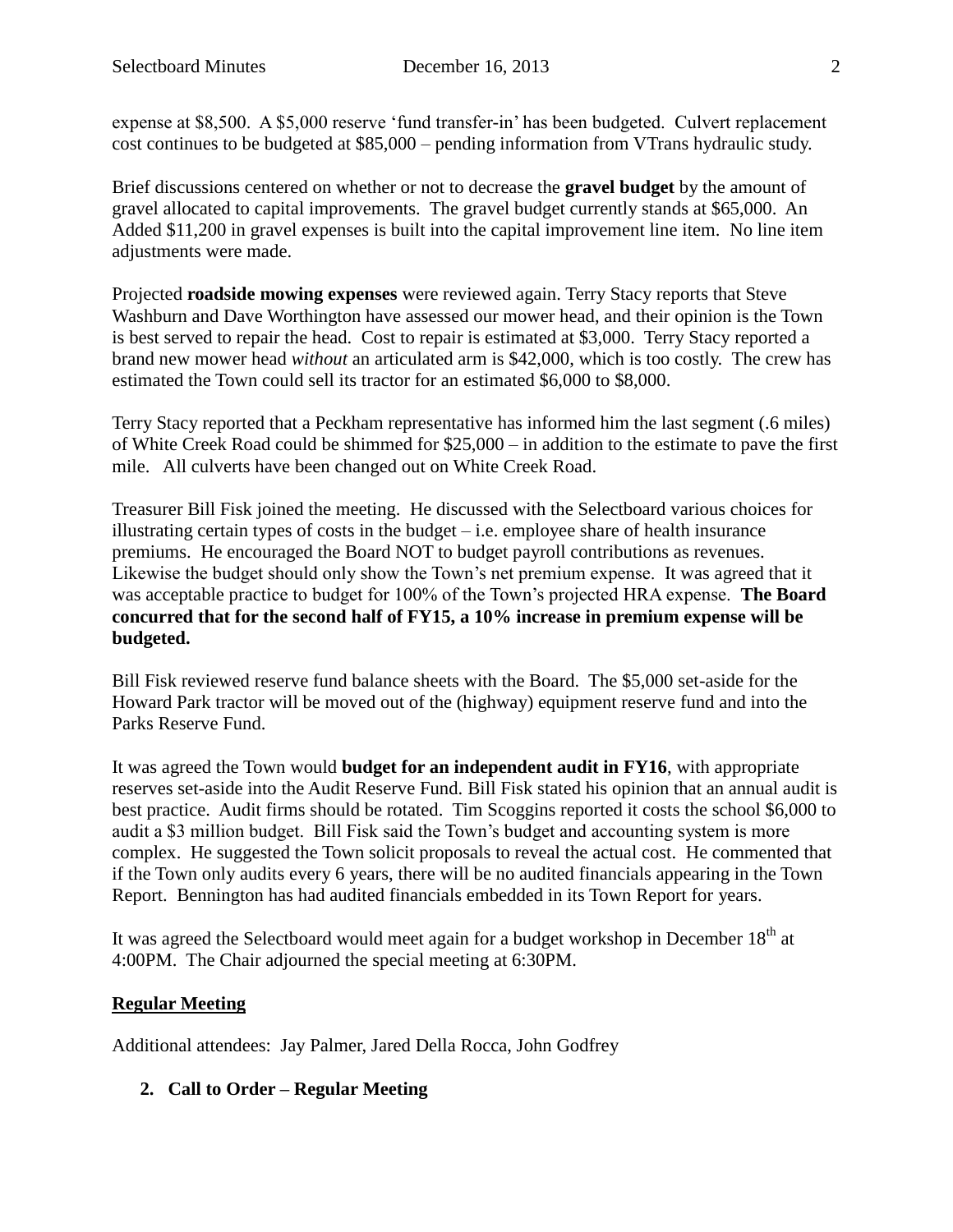expense at $8,500. A $5,000 reserve 'fund transfer-in' has been budgeted. Culvert replacement cost continues to be budgeted at $85,000 – pending information from VTrans hydraulic study.

Brief discussions centered on whether or not to decrease the **gravel budget** by the amount of gravel allocated to capital improvements. The gravel budget currently stands at $65,000. An Added $11,200 in gravel expenses is built into the capital improvement line item. No line item adjustments were made.

Projected **roadside mowing expenses** were reviewed again. Terry Stacy reports that Steve Washburn and Dave Worthington have assessed our mower head, and their opinion is the Town is best served to repair the head. Cost to repair is estimated at $3,000. Terry Stacy reported a brand new mower head *without* an articulated arm is $42,000, which is too costly. The crew has estimated the Town could sell its tractor for an estimated $6,000 to $8,000.

Terry Stacy reported that a Peckham representative has informed him the last segment (.6 miles) of White Creek Road could be shimmed for $25,000 – in addition to the estimate to pave the first mile. All culverts have been changed out on White Creek Road.

Treasurer Bill Fisk joined the meeting. He discussed with the Selectboard various choices for illustrating certain types of costs in the budget – i.e. employee share of health insurance premiums. He encouraged the Board NOT to budget payroll contributions as revenues. Likewise the budget should only show the Town's net premium expense. It was agreed that it was acceptable practice to budget for 100% of the Town's projected HRA expense. **The Board concurred that for the second half of FY15, a 10% increase in premium expense will be budgeted.**

Bill Fisk reviewed reserve fund balance sheets with the Board. The $5,000 set-aside for the Howard Park tractor will be moved out of the (highway) equipment reserve fund and into the Parks Reserve Fund.

It was agreed the Town would **budget for an independent audit in FY16**, with appropriate reserves set-aside into the Audit Reserve Fund. Bill Fisk stated his opinion that an annual audit is best practice. Audit firms should be rotated. Tim Scoggins reported it costs the school $6,000 to audit a $3 million budget. Bill Fisk said the Town's budget and accounting system is more complex. He suggested the Town solicit proposals to reveal the actual cost. He commented that if the Town only audits every 6 years, there will be no audited financials appearing in the Town Report. Bennington has had audited financials embedded in its Town Report for years.

It was agreed the Selectboard would meet again for a budget workshop in December 18th at 4:00PM. The Chair adjourned the special meeting at 6:30PM.

## Regular Meeting

Additional attendees: Jay Palmer, Jared Della Rocca, John Godfrey

2. **Call to Order – Regular Meeting**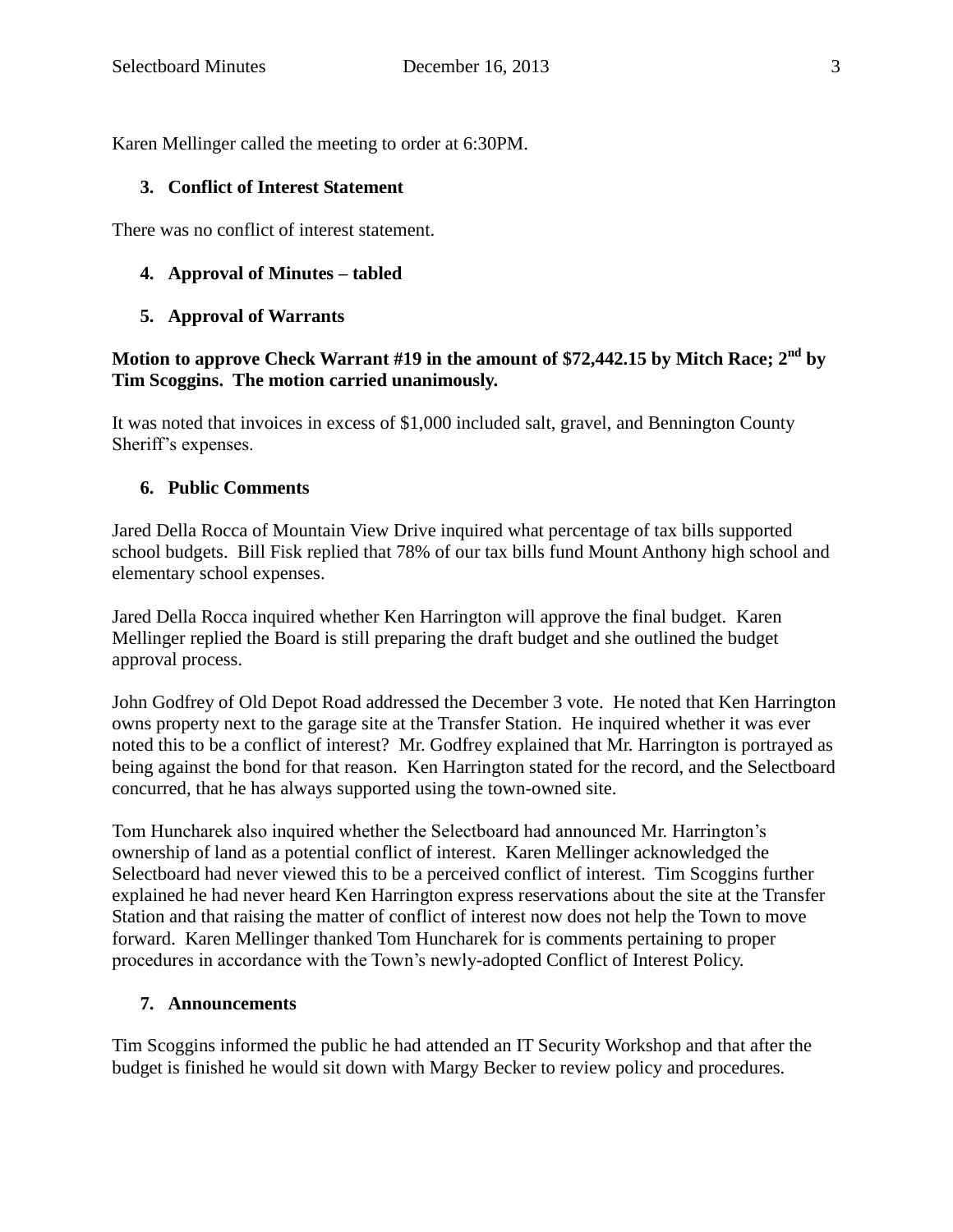Karen Mellinger called the meeting to order at 6:30PM.

### 3. Conflict of Interest Statement

There was no conflict of interest statement.

### 4. Approval of Minutes – tabled

### 5. Approval of Warrants

**Motion to approve Check Warrant #19 in the amount of $72,442.15 by Mitch Race; 2nd by Tim Scoggins. The motion carried unanimously.**

It was noted that invoices in excess of $1,000 included salt, gravel, and Bennington County Sheriff's expenses.

### 6. Public Comments

Jared Della Rocca of Mountain View Drive inquired what percentage of tax bills supported school budgets. Bill Fisk replied that 78% of our tax bills fund Mount Anthony high school and elementary school expenses.

Jared Della Rocca inquired whether Ken Harrington will approve the final budget. Karen Mellinger replied the Board is still preparing the draft budget and she outlined the budget approval process.

John Godfrey of Old Depot Road addressed the December 3 vote. He noted that Ken Harrington owns property next to the garage site at the Transfer Station. He inquired whether it was ever noted this to be a conflict of interest? Mr. Godfrey explained that Mr. Harrington is portrayed as being against the bond for that reason. Ken Harrington stated for the record, and the Selectboard concurred, that he has always supported using the town-owned site.

Tom Huncharek also inquired whether the Selectboard had announced Mr. Harrington's ownership of land as a potential conflict of interest. Karen Mellinger acknowledged the Selectboard had never viewed this to be a perceived conflict of interest. Tim Scoggins further explained he had never heard Ken Harrington express reservations about the site at the Transfer Station and that raising the matter of conflict of interest now does not help the Town to move forward. Karen Mellinger thanked Tom Huncharek for is comments pertaining to proper procedures in accordance with the Town's newly-adopted Conflict of Interest Policy.

### 7. Announcements

Tim Scoggins informed the public he had attended an IT Security Workshop and that after the budget is finished he would sit down with Margy Becker to review policy and procedures.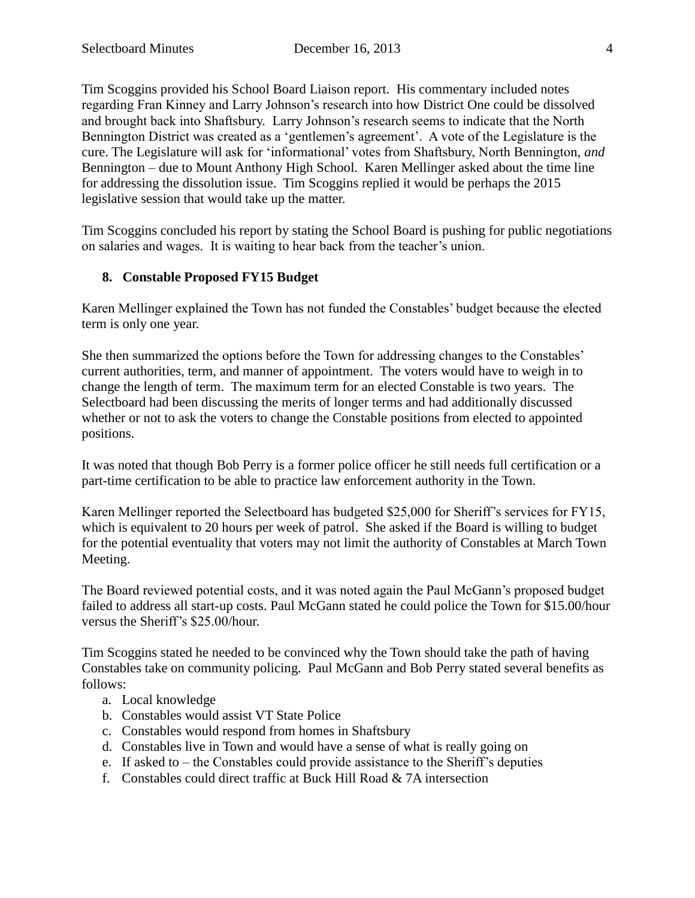Tim Scoggins provided his School Board Liaison report. His commentary included notes regarding Fran Kinney and Larry Johnson's research into how District One could be dissolved and brought back into Shaftsbury. Larry Johnson's research seems to indicate that the North Bennington District was created as a 'gentlemen's agreement'. A vote of the Legislature is the cure. The Legislature will ask for 'informational' votes from Shaftsbury, North Bennington, *and* Bennington – due to Mount Anthony High School. Karen Mellinger asked about the time line for addressing the dissolution issue. Tim Scoggins replied it would be perhaps the 2015 legislative session that would take up the matter.

Tim Scoggins concluded his report by stating the School Board is pushing for public negotiations on salaries and wages. It is waiting to hear back from the teacher's union.

## 8. Constable Proposed FY15 Budget

Karen Mellinger explained the Town has not funded the Constables' budget because the elected term is only one year.

She then summarized the options before the Town for addressing changes to the Constables' current authorities, term, and manner of appointment. The voters would have to weigh in to change the length of term. The maximum term for an elected Constable is two years. The Selectboard had been discussing the merits of longer terms and had additionally discussed whether or not to ask the voters to change the Constable positions from elected to appointed positions.

It was noted that though Bob Perry is a former police officer he still needs full certification or a part-time certification to be able to practice law enforcement authority in the Town.

Karen Mellinger reported the Selectboard has budgeted $25,000 for Sheriff's services for FY15, which is equivalent to 20 hours per week of patrol. She asked if the Board is willing to budget for the potential eventuality that voters may not limit the authority of Constables at March Town Meeting.

The Board reviewed potential costs, and it was noted again the Paul McGann's proposed budget failed to address all start-up costs. Paul McGann stated he could police the Town for $15.00/hour versus the Sheriff's $25.00/hour.

Tim Scoggins stated he needed to be convinced why the Town should take the path of having Constables take on community policing. Paul McGann and Bob Perry stated several benefits as follows:

a. Local knowledge
b. Constables would assist VT State Police
c. Constables would respond from homes in Shaftsbury
d. Constables live in Town and would have a sense of what is really going on
e. If asked to – the Constables could provide assistance to the Sheriff's deputies
f. Constables could direct traffic at Buck Hill Road & 7A intersection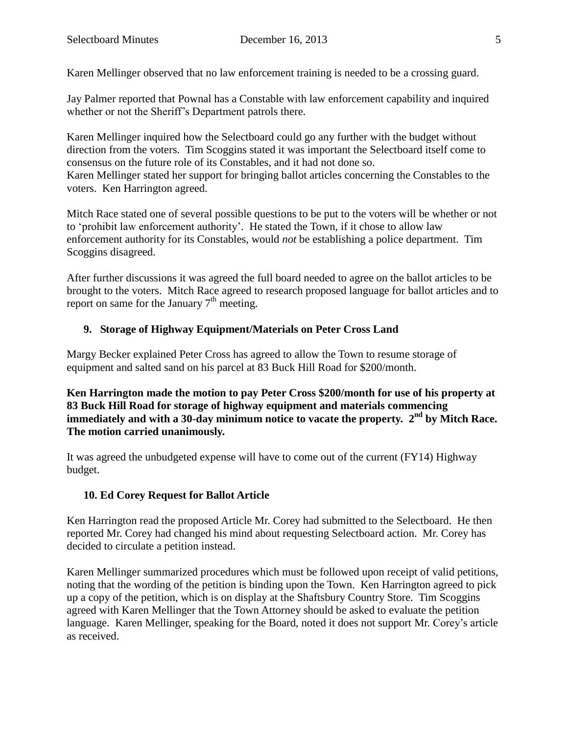Karen Mellinger observed that no law enforcement training is needed to be a crossing guard.

Jay Palmer reported that Pownal has a Constable with law enforcement capability and inquired whether or not the Sheriff's Department patrols there.

Karen Mellinger inquired how the Selectboard could go any further with the budget without direction from the voters. Tim Scoggins stated it was important the Selectboard itself come to consensus on the future role of its Constables, and it had not done so.
Karen Mellinger stated her support for bringing ballot articles concerning the Constables to the voters. Ken Harrington agreed.

Mitch Race stated one of several possible questions to be put to the voters will be whether or not to 'prohibit law enforcement authority'. He stated the Town, if it chose to allow law enforcement authority for its Constables, would *not* be establishing a police department. Tim Scoggins disagreed.

After further discussions it was agreed the full board needed to agree on the ballot articles to be brought to the voters. Mitch Race agreed to research proposed language for ballot articles and to report on same for the January 7th meeting.

### 9. Storage of Highway Equipment/Materials on Peter Cross Land

Margy Becker explained Peter Cross has agreed to allow the Town to resume storage of equipment and salted sand on his parcel at 83 Buck Hill Road for $200/month.

**Ken Harrington made the motion to pay Peter Cross $200/month for use of his property at 83 Buck Hill Road for storage of highway equipment and materials commencing immediately and with a 30-day minimum notice to vacate the property. 2nd by Mitch Race. The motion carried unanimously.**

It was agreed the unbudgeted expense will have to come out of the current (FY14) Highway budget.

### 10. Ed Corey Request for Ballot Article

Ken Harrington read the proposed Article Mr. Corey had submitted to the Selectboard. He then reported Mr. Corey had changed his mind about requesting Selectboard action. Mr. Corey has decided to circulate a petition instead.

Karen Mellinger summarized procedures which must be followed upon receipt of valid petitions, noting that the wording of the petition is binding upon the Town. Ken Harrington agreed to pick up a copy of the petition, which is on display at the Shaftsbury Country Store. Tim Scoggins agreed with Karen Mellinger that the Town Attorney should be asked to evaluate the petition language. Karen Mellinger, speaking for the Board, noted it does not support Mr. Corey's article as received.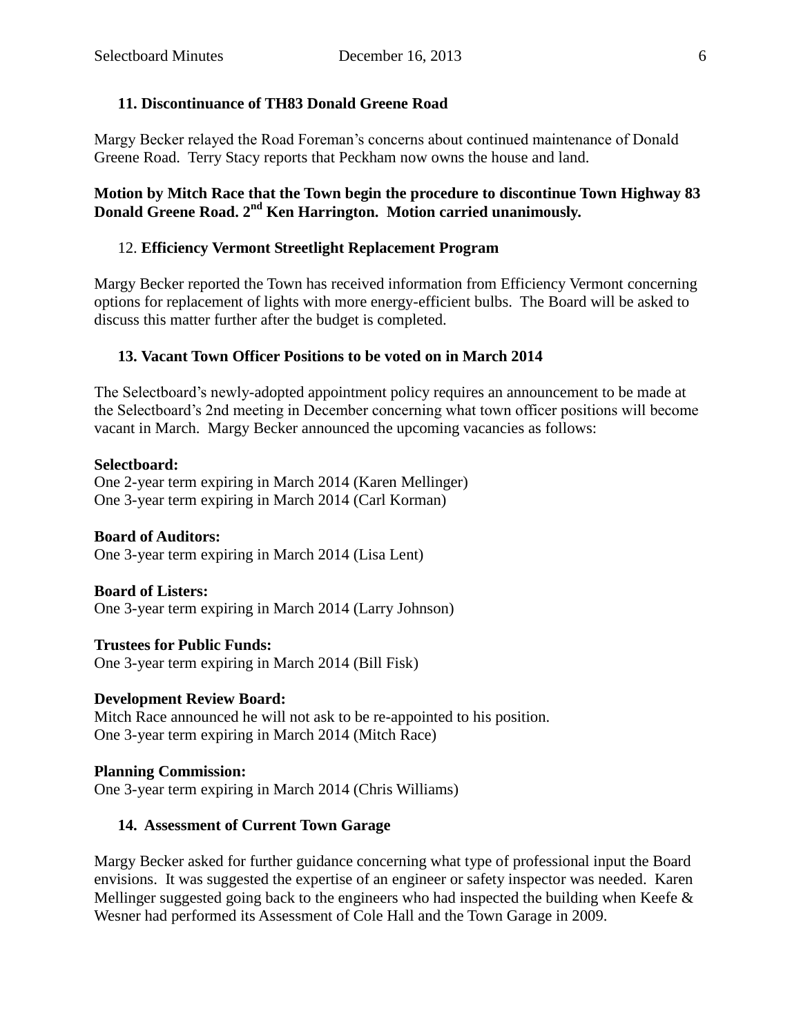### 11. Discontinuance of TH83 Donald Greene Road

Margy Becker relayed the Road Foreman's concerns about continued maintenance of Donald Greene Road. Terry Stacy reports that Peckham now owns the house and land.

**Motion by Mitch Race that the Town begin the procedure to discontinue Town Highway 83 Donald Greene Road. 2nd Ken Harrington. Motion carried unanimously.**

### 12. Efficiency Vermont Streetlight Replacement Program

Margy Becker reported the Town has received information from Efficiency Vermont concerning options for replacement of lights with more energy-efficient bulbs. The Board will be asked to discuss this matter further after the budget is completed.

### 13. Vacant Town Officer Positions to be voted on in March 2014

The Selectboard's newly-adopted appointment policy requires an announcement to be made at the Selectboard's 2nd meeting in December concerning what town officer positions will become vacant in March. Margy Becker announced the upcoming vacancies as follows:

**Selectboard:**
One 2-year term expiring in March 2014 (Karen Mellinger)
One 3-year term expiring in March 2014 (Carl Korman)

**Board of Auditors:**
One 3-year term expiring in March 2014 (Lisa Lent)

**Board of Listers:**
One 3-year term expiring in March 2014 (Larry Johnson)

**Trustees for Public Funds:**
One 3-year term expiring in March 2014 (Bill Fisk)

**Development Review Board:**
Mitch Race announced he will not ask to be re-appointed to his position.
One 3-year term expiring in March 2014 (Mitch Race)

**Planning Commission:**
One 3-year term expiring in March 2014 (Chris Williams)

### 14. Assessment of Current Town Garage

Margy Becker asked for further guidance concerning what type of professional input the Board envisions. It was suggested the expertise of an engineer or safety inspector was needed. Karen Mellinger suggested going back to the engineers who had inspected the building when Keefe & Wesner had performed its Assessment of Cole Hall and the Town Garage in 2009.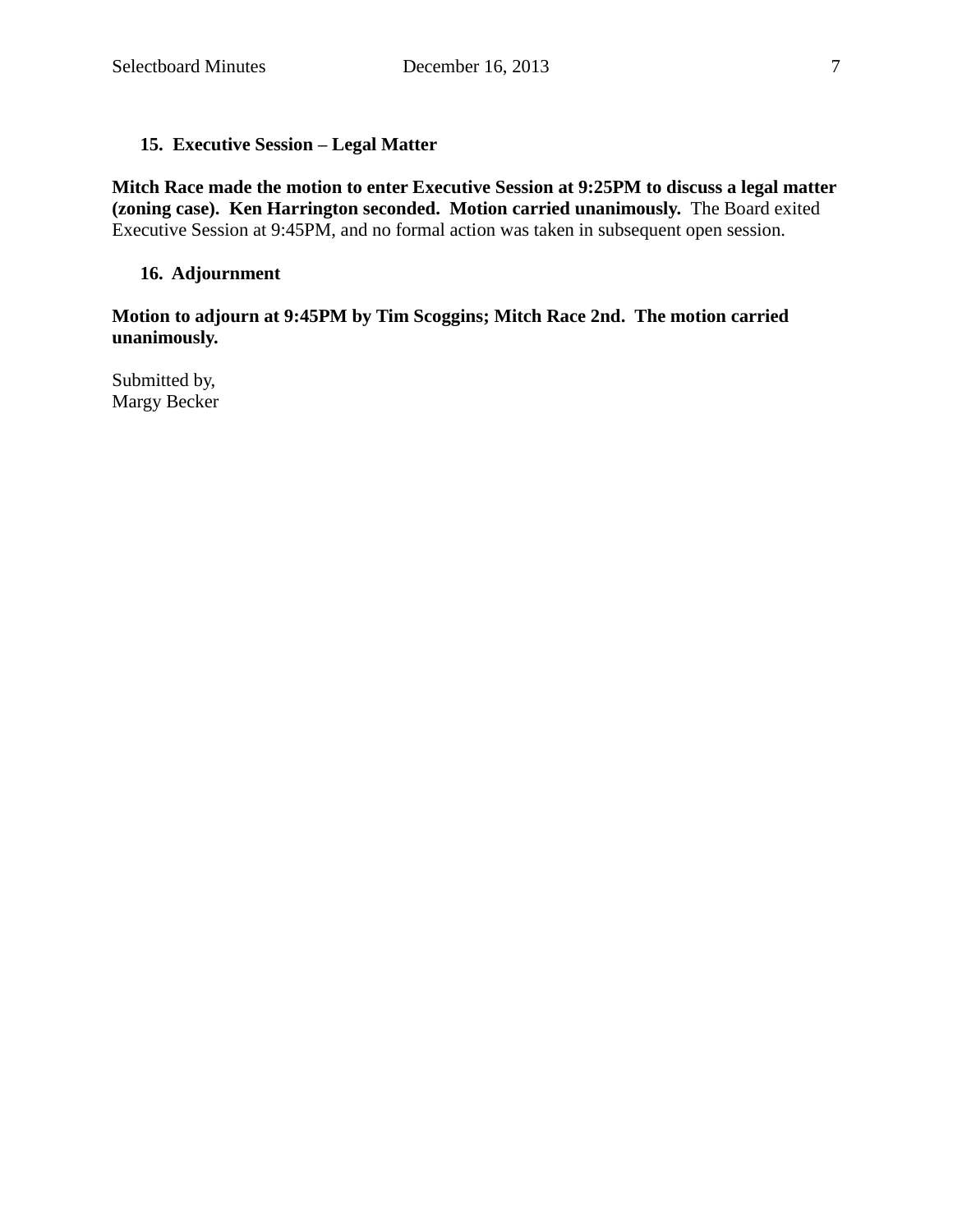**15. Executive Session – Legal Matter**

**Mitch Race made the motion to enter Executive Session at 9:25PM to discuss a legal matter (zoning case). Ken Harrington seconded. Motion carried unanimously.** The Board exited Executive Session at 9:45PM, and no formal action was taken in subsequent open session.

**16. Adjournment**

**Motion to adjourn at 9:45PM by Tim Scoggins; Mitch Race 2nd. The motion carried unanimously.**

Submitted by,
Margy Becker